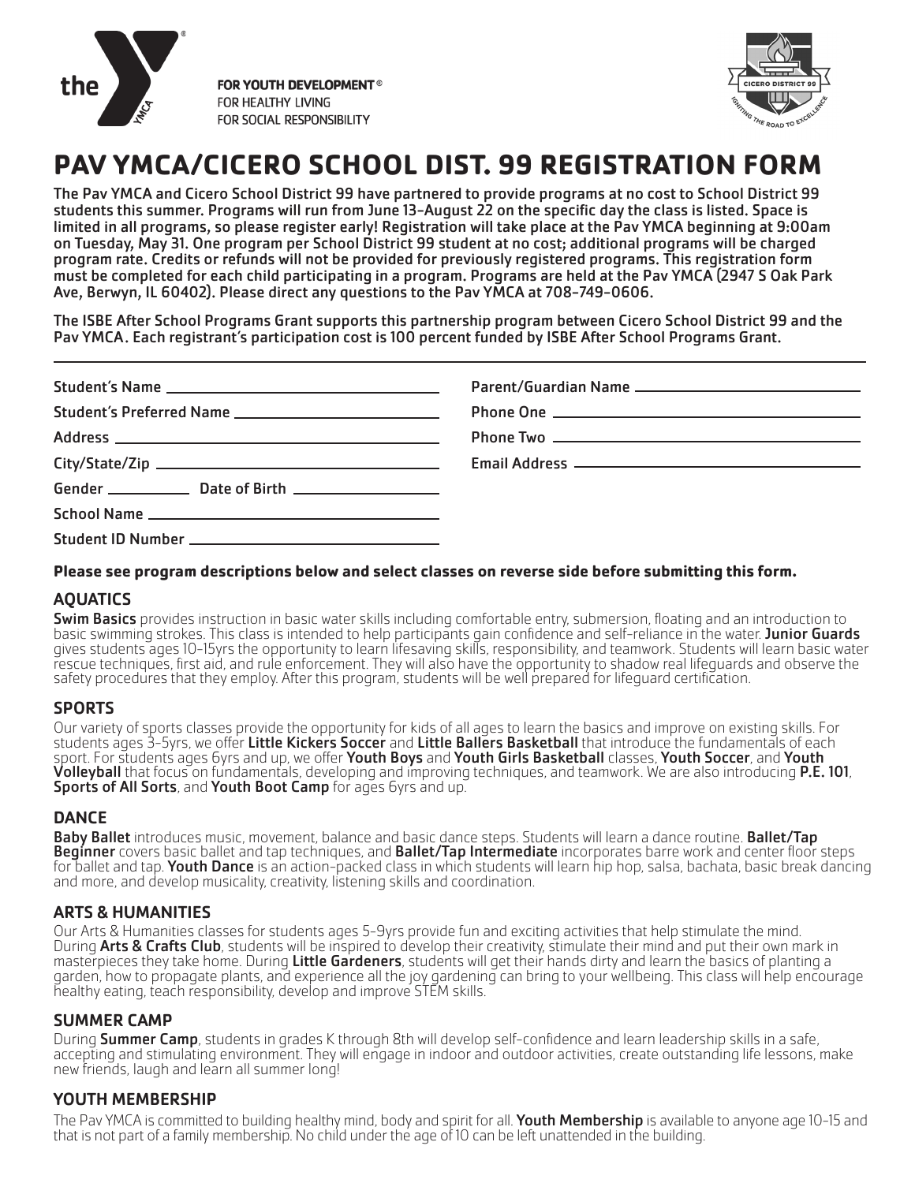the YMCA

**FOR YOUTH DEVELOPMENT®**
FOR HEALTHY LIVING
FOR SOCIAL RESPONSIBILITY

CICERO DISTRICT 99 — IGNITING THE ROAD TO EXCELLENCE

# PAV YMCA/CICERO SCHOOL DIST. 99 REGISTRATION FORM

The Pav YMCA and Cicero School District 99 have partnered to provide programs at no cost to School District 99 students this summer. Programs will run from June 13-August 22 on the specific day the class is listed. Space is limited in all programs, so please register early! Registration will take place at the Pav YMCA beginning at 9:00am on Tuesday, May 31. One program per School District 99 student at no cost; additional programs will be charged program rate. Credits or refunds will not be provided for previously registered programs. This registration form must be completed for each child participating in a program. Programs are held at the Pav YMCA (2947 S Oak Park Ave, Berwyn, IL 60402). Please direct any questions to the Pav YMCA at 708-749-0606.

The ISBE After School Programs Grant supports this partnership program between Cicero School District 99 and the Pav YMCA. Each registrant's participation cost is 100 percent funded by ISBE After School Programs Grant.

---

Student's Name ______________________

Student's Preferred Name ______________________

Address ______________________

City/State/Zip ______________________

Gender __________ Date of Birth ______________

School Name ______________________

Student ID Number ______________________

Parent/Guardian Name ______________________

Phone One ______________________

Phone Two ______________________

Email Address ______________________

**Please see program descriptions below and select classes on reverse side before submitting this form.**

## AQUATICS

**Swim Basics** provides instruction in basic water skills including comfortable entry, submersion, floating and an introduction to basic swimming strokes. This class is intended to help participants gain confidence and self-reliance in the water. **Junior Guards** gives students ages 10-15yrs the opportunity to learn lifesaving skills, responsibility, and teamwork. Students will learn basic water rescue techniques, first aid, and rule enforcement. They will also have the opportunity to shadow real lifeguards and observe the safety procedures that they employ. After this program, students will be well prepared for lifeguard certification.

## SPORTS

Our variety of sports classes provide the opportunity for kids of all ages to learn the basics and improve on existing skills. For students ages 3-5yrs, we offer **Little Kickers Soccer** and **Little Ballers Basketball** that introduce the fundamentals of each sport. For students ages 6yrs and up, we offer **Youth Boys** and **Youth Girls Basketball** classes, **Youth Soccer**, and **Youth Volleyball** that focus on fundamentals, developing and improving techniques, and teamwork. We are also introducing **P.E. 101**, **Sports of All Sorts**, and **Youth Boot Camp** for ages 6yrs and up.

## DANCE

**Baby Ballet** introduces music, movement, balance and basic dance steps. Students will learn a dance routine. **Ballet/Tap Beginner** covers basic ballet and tap techniques, and **Ballet/Tap Intermediate** incorporates barre work and center floor steps for ballet and tap. **Youth Dance** is an action-packed class in which students will learn hip hop, salsa, bachata, basic break dancing and more, and develop musicality, creativity, listening skills and coordination.

## ARTS & HUMANITIES

Our Arts & Humanities classes for students ages 5-9yrs provide fun and exciting activities that help stimulate the mind. During **Arts & Crafts Club**, students will be inspired to develop their creativity, stimulate their mind and put their own mark in masterpieces they take home. During **Little Gardeners**, students will get their hands dirty and learn the basics of planting a garden, how to propagate plants, and experience all the joy gardening can bring to your wellbeing. This class will help encourage healthy eating, teach responsibility, develop and improve STEM skills.

## SUMMER CAMP

During **Summer Camp**, students in grades K through 8th will develop self-confidence and learn leadership skills in a safe, accepting and stimulating environment. They will engage in indoor and outdoor activities, create outstanding life lessons, make new friends, laugh and learn all summer long!

## YOUTH MEMBERSHIP

The Pav YMCA is committed to building healthy mind, body and spirit for all. **Youth Membership** is available to anyone age 10-15 and that is not part of a family membership. No child under the age of 10 can be left unattended in the building.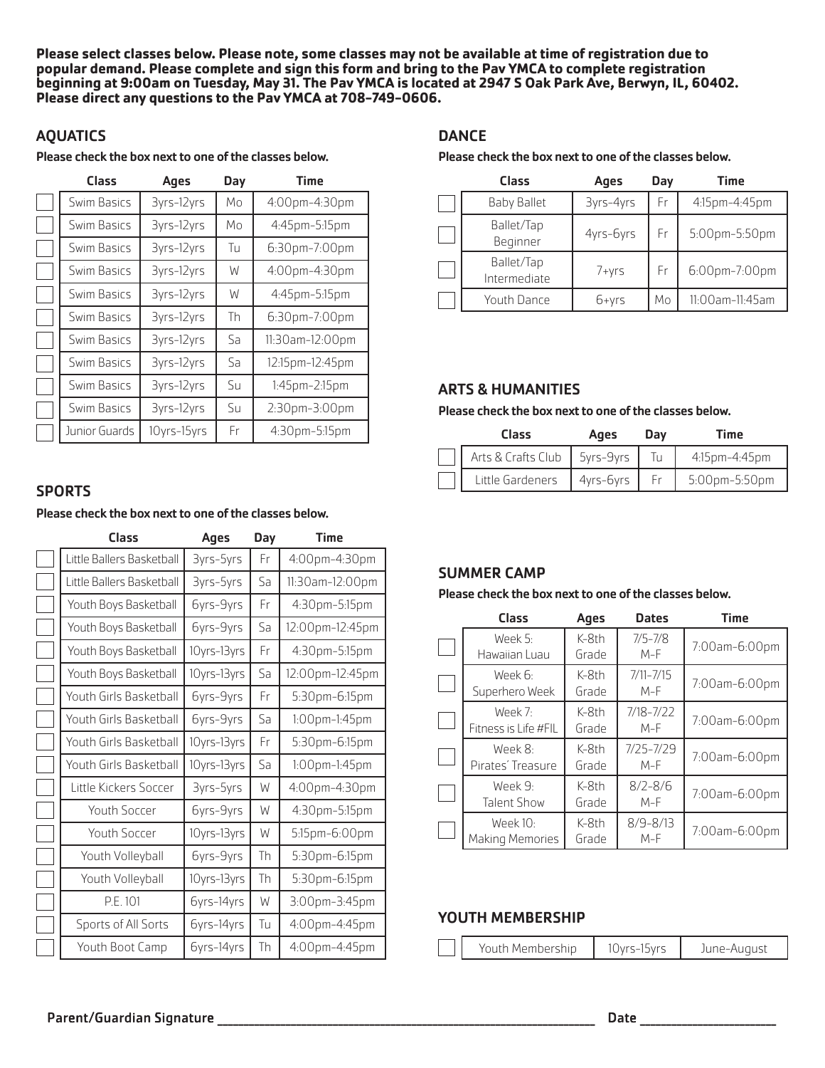**Please select classes below. Please note, some classes may not be available at time of registration due to popular demand. Please complete and sign this form and bring to the Pav YMCA to complete registration beginning at 9:00am on Tuesday, May 31. The Pav YMCA is located at 2947 S Oak Park Ave, Berwyn, IL, 60402. Please direct any questions to the Pav YMCA at 708-749-0606.**

## AQUATICS

**Please check the box next to one of the classes below.**

| | Class | Ages | Day | Time |
|---|---|---|---|---|
| ☐ | Swim Basics | 3yrs-12yrs | Mo | 4:00pm-4:30pm |
| ☐ | Swim Basics | 3yrs-12yrs | Mo | 4:45pm-5:15pm |
| ☐ | Swim Basics | 3yrs-12yrs | Tu | 6:30pm-7:00pm |
| ☐ | Swim Basics | 3yrs-12yrs | W | 4:00pm-4:30pm |
| ☐ | Swim Basics | 3yrs-12yrs | W | 4:45pm-5:15pm |
| ☐ | Swim Basics | 3yrs-12yrs | Th | 6:30pm-7:00pm |
| ☐ | Swim Basics | 3yrs-12yrs | Sa | 11:30am-12:00pm |
| ☐ | Swim Basics | 3yrs-12yrs | Sa | 12:15pm-12:45pm |
| ☐ | Swim Basics | 3yrs-12yrs | Su | 1:45pm-2:15pm |
| ☐ | Swim Basics | 3yrs-12yrs | Su | 2:30pm-3:00pm |
| ☐ | Junior Guards | 10yrs-15yrs | Fr | 4:30pm-5:15pm |

## SPORTS

**Please check the box next to one of the classes below.**

| | Class | Ages | Day | Time |
|---|---|---|---|---|
| ☐ | Little Ballers Basketball | 3yrs-5yrs | Fr | 4:00pm-4:30pm |
| ☐ | Little Ballers Basketball | 3yrs-5yrs | Sa | 11:30am-12:00pm |
| ☐ | Youth Boys Basketball | 6yrs-9yrs | Fr | 4:30pm-5:15pm |
| ☐ | Youth Boys Basketball | 6yrs-9yrs | Sa | 12:00pm-12:45pm |
| ☐ | Youth Boys Basketball | 10yrs-13yrs | Fr | 4:30pm-5:15pm |
| ☐ | Youth Boys Basketball | 10yrs-13yrs | Sa | 12:00pm-12:45pm |
| ☐ | Youth Girls Basketball | 6yrs-9yrs | Fr | 5:30pm-6:15pm |
| ☐ | Youth Girls Basketball | 6yrs-9yrs | Sa | 1:00pm-1:45pm |
| ☐ | Youth Girls Basketball | 10yrs-13yrs | Fr | 5:30pm-6:15pm |
| ☐ | Youth Girls Basketball | 10yrs-13yrs | Sa | 1:00pm-1:45pm |
| ☐ | Little Kickers Soccer | 3yrs-5yrs | W | 4:00pm-4:30pm |
| ☐ | Youth Soccer | 6yrs-9yrs | W | 4:30pm-5:15pm |
| ☐ | Youth Soccer | 10yrs-13yrs | W | 5:15pm-6:00pm |
| ☐ | Youth Volleyball | 6yrs-9yrs | Th | 5:30pm-6:15pm |
| ☐ | Youth Volleyball | 10yrs-13yrs | Th | 5:30pm-6:15pm |
| ☐ | P.E. 101 | 6yrs-14yrs | W | 3:00pm-3:45pm |
| ☐ | Sports of All Sorts | 6yrs-14yrs | Tu | 4:00pm-4:45pm |
| ☐ | Youth Boot Camp | 6yrs-14yrs | Th | 4:00pm-4:45pm |

## DANCE

**Please check the box next to one of the classes below.**

| | Class | Ages | Day | Time |
|---|---|---|---|---|
| ☐ | Baby Ballet | 3yrs-4yrs | Fr | 4:15pm-4:45pm |
| ☐ | Ballet/Tap Beginner | 4yrs-6yrs | Fr | 5:00pm-5:50pm |
| ☐ | Ballet/Tap Intermediate | 7+yrs | Fr | 6:00pm-7:00pm |
| ☐ | Youth Dance | 6+yrs | Mo | 11:00am-11:45am |

## ARTS & HUMANITIES

**Please check the box next to one of the classes below.**

| | Class | Ages | Day | Time |
|---|---|---|---|---|
| ☐ | Arts & Crafts Club | 5yrs-9yrs | Tu | 4:15pm-4:45pm |
| ☐ | Little Gardeners | 4yrs-6yrs | Fr | 5:00pm-5:50pm |

## SUMMER CAMP

**Please check the box next to one of the classes below.**

| | Class | Ages | Dates | Time |
|---|---|---|---|---|
| ☐ | Week 5: Hawaiian Luau | K-8th Grade | 7/5-7/8 M-F | 7:00am-6:00pm |
| ☐ | Week 6: Superhero Week | K-8th Grade | 7/11-7/15 M-F | 7:00am-6:00pm |
| ☐ | Week 7: Fitness is Life #FIL | K-8th Grade | 7/18-7/22 M-F | 7:00am-6:00pm |
| ☐ | Week 8: Pirates' Treasure | K-8th Grade | 7/25-7/29 M-F | 7:00am-6:00pm |
| ☐ | Week 9: Talent Show | K-8th Grade | 8/2-8/6 M-F | 7:00am-6:00pm |
| ☐ | Week 10: Making Memories | K-8th Grade | 8/9-8/13 M-F | 7:00am-6:00pm |

## YOUTH MEMBERSHIP

| | Class | Ages | Dates |
|---|---|---|---|
| ☐ | Youth Membership | 10yrs-15yrs | June-August |

Parent/Guardian Signature ______________________________ Date ______________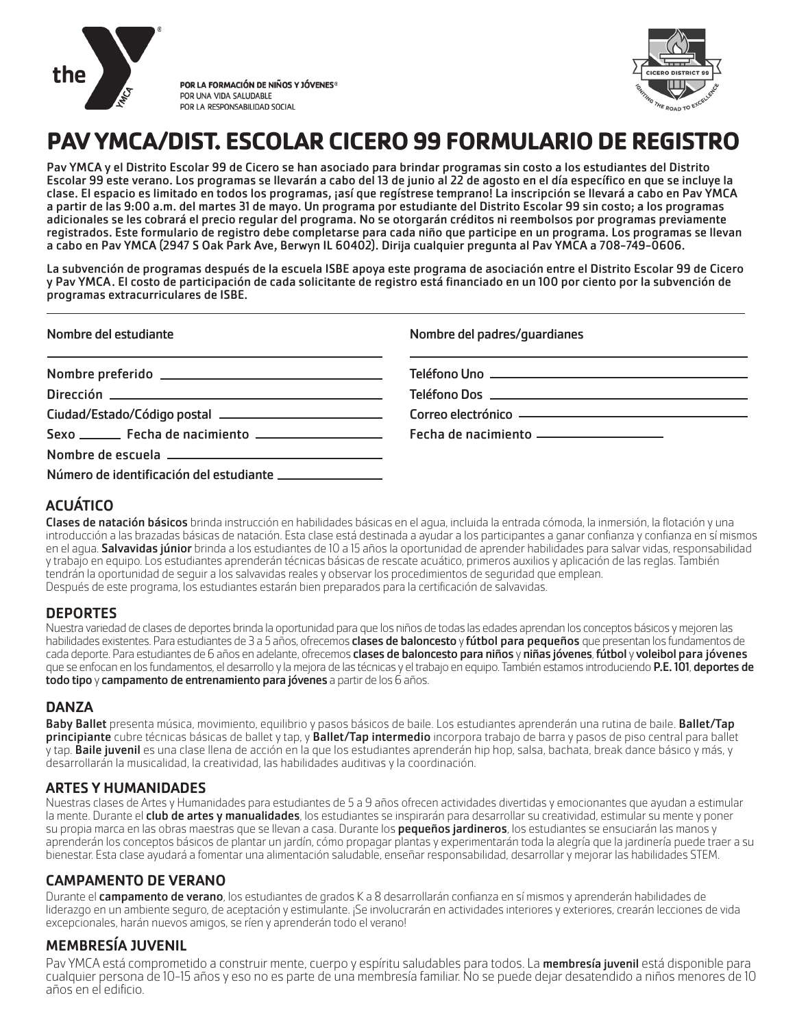POR LA FORMACIÓN DE NIÑOS Y JÓVENES®
POR UNA VIDA SALUDABLE
POR LA RESPONSABILIDAD SOCIAL

# PAV YMCA/DIST. ESCOLAR CICERO 99 FORMULARIO DE REGISTRO

**Pav YMCA y el Distrito Escolar 99 de Cicero se han asociado para brindar programas sin costo a los estudiantes del Distrito Escolar 99 este verano. Los programas se llevarán a cabo del 13 de junio al 22 de agosto en el día específico en que se incluye la clase. El espacio es limitado en todos los programas, ¡así que regístrese temprano! La inscripción se llevará a cabo en Pav YMCA a partir de las 9:00 a.m. del martes 31 de mayo. Un programa por estudiante del Distrito Escolar 99 sin costo; a los programas adicionales se les cobrará el precio regular del programa. No se otorgarán créditos ni reembolsos por programas previamente registrados. Este formulario de registro debe completarse para cada niño que participe en un programa. Los programas se llevan a cabo en Pav YMCA (2947 S Oak Park Ave, Berwyn IL 60402). Dirija cualquier pregunta al Pav YMCA a 708-749-0606.**

**La subvención de programas después de la escuela ISBE apoya este programa de asociación entre el Distrito Escolar 99 de Cicero y Pav YMCA. El costo de participación de cada solicitante de registro está financiado en un 100 por ciento por la subvención de programas extracurriculares de ISBE.**

Nombre del estudiante ____________________

Nombre preferido ____________________

Dirección ____________________

Ciudad/Estado/Código postal ____________________

Sexo ______ Fecha de nacimiento ____________________

Nombre de escuela ____________________

Número de identificación del estudiante ____________________

Nombre del padres/guardianes ____________________

Teléfono Uno ____________________

Teléfono Dos ____________________

Correo electrónico ____________________

Fecha de nacimiento ____________________

## ACUÁTICO

**Clases de natación básicos** brinda instrucción en habilidades básicas en el agua, incluida la entrada cómoda, la inmersión, la flotación y una introducción a las brazadas básicas de natación. Esta clase está destinada a ayudar a los participantes a ganar confianza y confianza en sí mismos en el agua. **Salvavidas júnior** brinda a los estudiantes de 10 a 15 años la oportunidad de aprender habilidades para salvar vidas, responsabilidad y trabajo en equipo. Los estudiantes aprenderán técnicas básicas de rescate acuático, primeros auxilios y aplicación de las reglas. También tendrán la oportunidad de seguir a los salvavidas reales y observar los procedimientos de seguridad que emplean.
Después de este programa, los estudiantes estarán bien preparados para la certificación de salvavidas.

## DEPORTES

Nuestra variedad de clases de deportes brinda la oportunidad para que los niños de todas las edades aprendan los conceptos básicos y mejoren las habilidades existentes. Para estudiantes de 3 a 5 años, ofrecemos **clases de baloncesto** y **fútbol para pequeños** que presentan los fundamentos de cada deporte. Para estudiantes de 6 años en adelante, ofrecemos **clases de baloncesto para niños** y **niñas jóvenes**, **fútbol** y **voleibol para jóvenes** que se enfocan en los fundamentos, el desarrollo y la mejora de las técnicas y el trabajo en equipo. También estamos introduciendo **P.E. 101**, **deportes de todo tipo** y **campamento de entrenamiento para jóvenes** a partir de los 6 años.

## DANZA

**Baby Ballet** presenta música, movimiento, equilibrio y pasos básicos de baile. Los estudiantes aprenderán una rutina de baile. **Ballet/Tap principiante** cubre técnicas básicas de ballet y tap, y **Ballet/Tap intermedio** incorpora trabajo de barra y pasos de piso central para ballet y tap. **Baile juvenil** es una clase llena de acción en la que los estudiantes aprenderán hip hop, salsa, bachata, break dance básico y más, y desarrollarán la musicalidad, la creatividad, las habilidades auditivas y la coordinación.

## ARTES Y HUMANIDADES

Nuestras clases de Artes y Humanidades para estudiantes de 5 a 9 años ofrecen actividades divertidas y emocionantes que ayudan a estimular la mente. Durante el **club de artes y manualidades**, los estudiantes se inspirarán para desarrollar su creatividad, estimular su mente y poner su propia marca en las obras maestras que se llevan a casa. Durante los **pequeños jardineros**, los estudiantes se ensuciarán las manos y aprenderán los conceptos básicos de plantar un jardín, cómo propagar plantas y experimentarán toda la alegría que la jardinería puede traer a su bienestar. Esta clase ayudará a fomentar una alimentación saludable, enseñar responsabilidad, desarrollar y mejorar las habilidades STEM.

## CAMPAMENTO DE VERANO

Durante el **campamento de verano**, los estudiantes de grados K a 8 desarrollarán confianza en sí mismos y aprenderán habilidades de liderazgo en un ambiente seguro, de aceptación y estimulante. ¡Se involucrarán en actividades interiores y exteriores, crearán lecciones de vida excepcionales, harán nuevos amigos, se ríen y aprenderán todo el verano!

## MEMBRESÍA JUVENIL

Pav YMCA está comprometido a construir mente, cuerpo y espíritu saludables para todos. La **membresía juvenil** está disponible para cualquier persona de 10-15 años y eso no es parte de una membresía familiar. No se puede dejar desatendido a niños menores de 10 años en el edificio.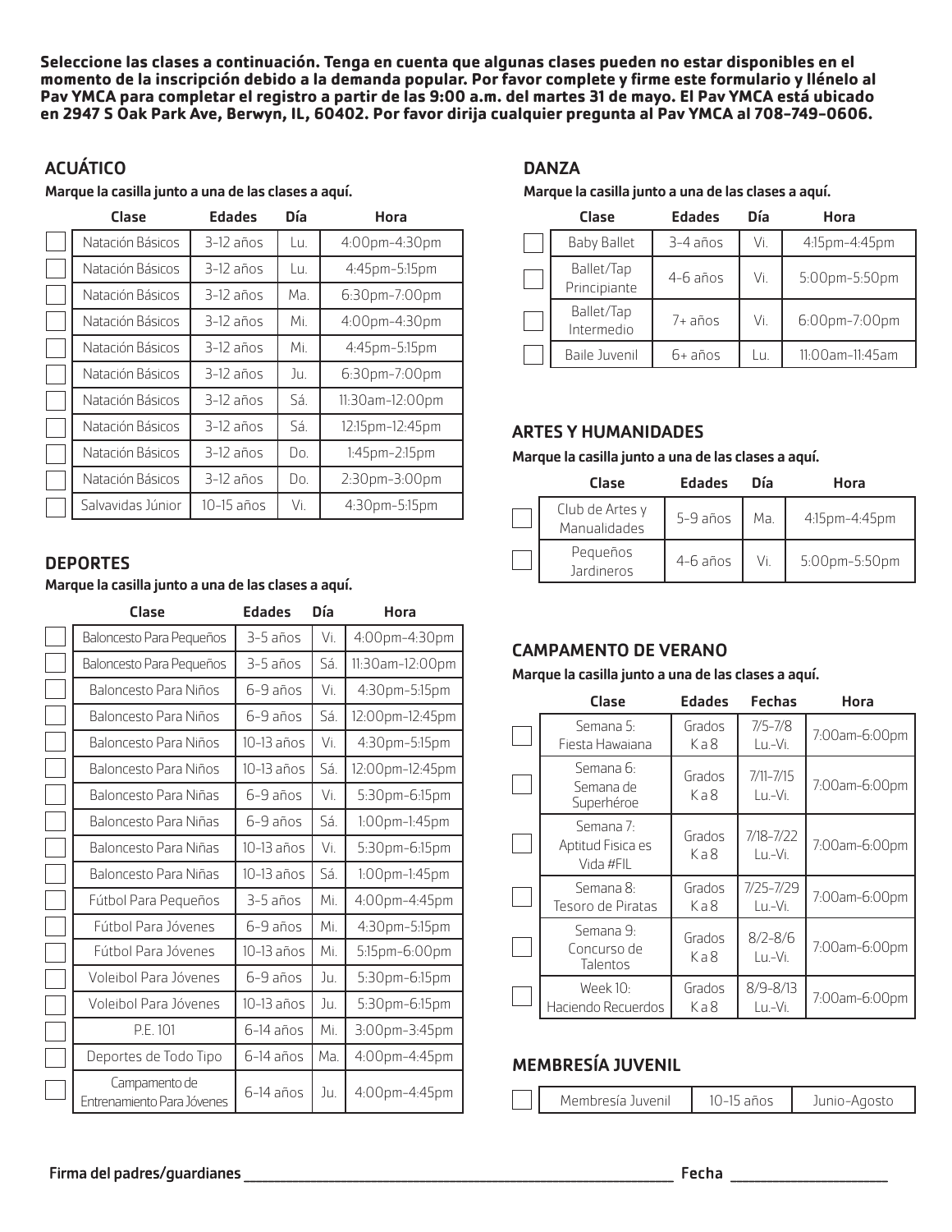**Seleccione las clases a continuación. Tenga en cuenta que algunas clases pueden no estar disponibles en el momento de la inscripción debido a la demanda popular. Por favor complete y firme este formulario y llénelo al Pav YMCA para completar el registro a partir de las 9:00 a.m. del martes 31 de mayo. El Pav YMCA está ubicado en 2947 S Oak Park Ave, Berwyn, IL, 60402. Por favor dirija cualquier pregunta al Pav YMCA al 708-749-0606.**

## ACUÁTICO

**Marque la casilla junto a una de las clases a aquí.**

| | Clase | Edades | Día | Hora |
|---|---|---|---|---|
| ☐ | Natación Básicos | 3-12 años | Lu. | 4:00pm-4:30pm |
| ☐ | Natación Básicos | 3-12 años | Lu. | 4:45pm-5:15pm |
| ☐ | Natación Básicos | 3-12 años | Ma. | 6:30pm-7:00pm |
| ☐ | Natación Básicos | 3-12 años | Mi. | 4:00pm-4:30pm |
| ☐ | Natación Básicos | 3-12 años | Mi. | 4:45pm-5:15pm |
| ☐ | Natación Básicos | 3-12 años | Ju. | 6:30pm-7:00pm |
| ☐ | Natación Básicos | 3-12 años | Sá. | 11:30am-12:00pm |
| ☐ | Natación Básicos | 3-12 años | Sá. | 12:15pm-12:45pm |
| ☐ | Natación Básicos | 3-12 años | Do. | 1:45pm-2:15pm |
| ☐ | Natación Básicos | 3-12 años | Do. | 2:30pm-3:00pm |
| ☐ | Salvavidas Júnior | 10-15 años | Vi. | 4:30pm-5:15pm |

## DEPORTES

**Marque la casilla junto a una de las clases a aquí.**

| | Clase | Edades | Día | Hora |
|---|---|---|---|---|
| ☐ | Baloncesto Para Pequeños | 3-5 años | Vi. | 4:00pm-4:30pm |
| ☐ | Baloncesto Para Pequeños | 3-5 años | Sá. | 11:30am-12:00pm |
| ☐ | Baloncesto Para Niños | 6-9 años | Vi. | 4:30pm-5:15pm |
| ☐ | Baloncesto Para Niños | 6-9 años | Sá. | 12:00pm-12:45pm |
| ☐ | Baloncesto Para Niños | 10-13 años | Vi. | 4:30pm-5:15pm |
| ☐ | Baloncesto Para Niños | 10-13 años | Sá. | 12:00pm-12:45pm |
| ☐ | Baloncesto Para Niñas | 6-9 años | Vi. | 5:30pm-6:15pm |
| ☐ | Baloncesto Para Niñas | 6-9 años | Sá. | 1:00pm-1:45pm |
| ☐ | Baloncesto Para Niñas | 10-13 años | Vi. | 5:30pm-6:15pm |
| ☐ | Baloncesto Para Niñas | 10-13 años | Sá. | 1:00pm-1:45pm |
| ☐ | Fútbol Para Pequeños | 3-5 años | Mi. | 4:00pm-4:45pm |
| ☐ | Fútbol Para Jóvenes | 6-9 años | Mi. | 4:30pm-5:15pm |
| ☐ | Fútbol Para Jóvenes | 10-13 años | Mi. | 5:15pm-6:00pm |
| ☐ | Voleibol Para Jóvenes | 6-9 años | Ju. | 5:30pm-6:15pm |
| ☐ | Voleibol Para Jóvenes | 10-13 años | Ju. | 5:30pm-6:15pm |
| ☐ | P.E. 101 | 6-14 años | Mi. | 3:00pm-3:45pm |
| ☐ | Deportes de Todo Tipo | 6-14 años | Ma. | 4:00pm-4:45pm |
| ☐ | Campamento de Entrenamiento Para Jóvenes | 6-14 años | Ju. | 4:00pm-4:45pm |

## DANZA

**Marque la casilla junto a una de las clases a aquí.**

| | Clase | Edades | Día | Hora |
|---|---|---|---|---|
| ☐ | Baby Ballet | 3-4 años | Vi. | 4:15pm-4:45pm |
| ☐ | Ballet/Tap Principiante | 4-6 años | Vi. | 5:00pm-5:50pm |
| ☐ | Ballet/Tap Intermedio | 7+ años | Vi. | 6:00pm-7:00pm |
| ☐ | Baile Juvenil | 6+ años | Lu. | 11:00am-11:45am |

## ARTES Y HUMANIDADES

**Marque la casilla junto a una de las clases a aquí.**

| | Clase | Edades | Día | Hora |
|---|---|---|---|---|
| ☐ | Club de Artes y Manualidades | 5-9 años | Ma. | 4:15pm-4:45pm |
| ☐ | Pequeños Jardineros | 4-6 años | Vi. | 5:00pm-5:50pm |

## CAMPAMENTO DE VERANO

**Marque la casilla junto a una de las clases a aquí.**

| | Clase | Edades | Fechas | Hora |
|---|---|---|---|---|
| ☐ | Semana 5: Fiesta Hawaiana | Grados K a 8 | 7/5-7/8 Lu.-Vi. | 7:00am-6:00pm |
| ☐ | Semana 6: Semana de Superhéroe | Grados K a 8 | 7/11-7/15 Lu.-Vi. | 7:00am-6:00pm |
| ☐ | Semana 7: Aptitud Fisica es Vida #FIL | Grados K a 8 | 7/18-7/22 Lu.-Vi. | 7:00am-6:00pm |
| ☐ | Semana 8: Tesoro de Piratas | Grados K a 8 | 7/25-7/29 Lu.-Vi. | 7:00am-6:00pm |
| ☐ | Semana 9: Concurso de Talentos | Grados K a 8 | 8/2-8/6 Lu.-Vi. | 7:00am-6:00pm |
| ☐ | Week 10: Haciendo Recuerdos | Grados K a 8 | 8/9-8/13 Lu.-Vi. | 7:00am-6:00pm |

## MEMBRESÍA JUVENIL

| | | | |
|---|---|---|---|
| ☐ | Membresía Juvenil | 10-15 años | Junio-Agosto |

Firma del padres/guardianes ______________________________ Fecha ______________